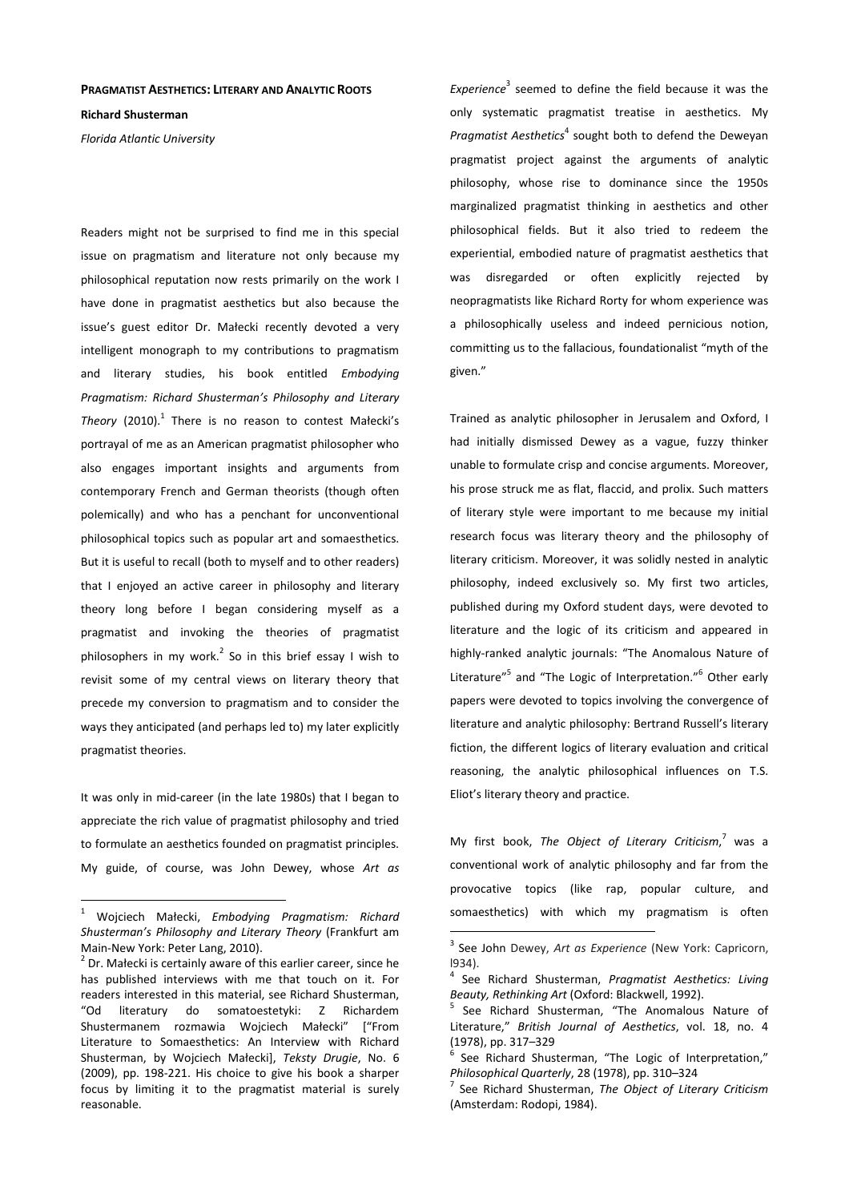# Pragmatist Aesthetics: Literary and Analytic Roots

**Richard Shusterman**

*Florida Atlantic University*

Readers might not be surprised to find me in this special issue on pragmatism and literature not only because my philosophical reputation now rests primarily on the work I have done in pragmatist aesthetics but also because the issue's guest editor Dr. Małecki recently devoted a very intelligent monograph to my contributions to pragmatism and literary studies, his book entitled *Embodying Pragmatism: Richard Shusterman's Philosophy and Literary Theory* (2010).[1] There is no reason to contest Małecki's portrayal of me as an American pragmatist philosopher who also engages important insights and arguments from contemporary French and German theorists (though often polemically) and who has a penchant for unconventional philosophical topics such as popular art and somaesthetics. But it is useful to recall (both to myself and to other readers) that I enjoyed an active career in philosophy and literary theory long before I began considering myself as a pragmatist and invoking the theories of pragmatist philosophers in my work.[2] So in this brief essay I wish to revisit some of my central views on literary theory that precede my conversion to pragmatism and to consider the ways they anticipated (and perhaps led to) my later explicitly pragmatist theories.

It was only in mid-career (in the late 1980s) that I began to appreciate the rich value of pragmatist philosophy and tried to formulate an aesthetics founded on pragmatist principles. My guide, of course, was John Dewey, whose *Art as Experience*[3] seemed to define the field because it was the only systematic pragmatist treatise in aesthetics. My *Pragmatist Aesthetics*[4] sought both to defend the Deweyan pragmatist project against the arguments of analytic philosophy, whose rise to dominance since the 1950s marginalized pragmatist thinking in aesthetics and other philosophical fields. But it also tried to redeem the experiential, embodied nature of pragmatist aesthetics that was disregarded or often explicitly rejected by neopragmatists like Richard Rorty for whom experience was a philosophically useless and indeed pernicious notion, committing us to the fallacious, foundationalist "myth of the given."

Trained as analytic philosopher in Jerusalem and Oxford, I had initially dismissed Dewey as a vague, fuzzy thinker unable to formulate crisp and concise arguments. Moreover, his prose struck me as flat, flaccid, and prolix. Such matters of literary style were important to me because my initial research focus was literary theory and the philosophy of literary criticism. Moreover, it was solidly nested in analytic philosophy, indeed exclusively so. My first two articles, published during my Oxford student days, were devoted to literature and the logic of its criticism and appeared in highly-ranked analytic journals: "The Anomalous Nature of Literature"[5] and "The Logic of Interpretation."[6] Other early papers were devoted to topics involving the convergence of literature and analytic philosophy: Bertrand Russell's literary fiction, the different logics of literary evaluation and critical reasoning, the analytic philosophical influences on T.S. Eliot's literary theory and practice.

My first book, *The Object of Literary Criticism*,[7] was a conventional work of analytic philosophy and far from the provocative topics (like rap, popular culture, and somaesthetics) with which my pragmatism is often

---

[1] Wojciech Małecki, *Embodying Pragmatism: Richard Shusterman's Philosophy and Literary Theory* (Frankfurt am Main-New York: Peter Lang, 2010).

[2] Dr. Małecki is certainly aware of this earlier career, since he has published interviews with me that touch on it. For readers interested in this material, see Richard Shusterman, "Od literatury do somatoestetyki: Z Richardem Shustermanem rozmawia Wojciech Małecki" ["From Literature to Somaesthetics: An Interview with Richard Shusterman, by Wojciech Małecki], *Teksty Drugie*, No. 6 (2009), pp. 198-221. His choice to give his book a sharper focus by limiting it to the pragmatist material is surely reasonable.

[3] See John Dewey, *Art as Experience* (New York: Capricorn, l934).

[4] See Richard Shusterman, *Pragmatist Aesthetics: Living Beauty, Rethinking Art* (Oxford: Blackwell, 1992).

[5] See Richard Shusterman, "The Anomalous Nature of Literature," *British Journal of Aesthetics*, vol. 18, no. 4 (1978), pp. 317–329

[6] See Richard Shusterman, "The Logic of Interpretation," *Philosophical Quarterly*, 28 (1978), pp. 310–324

[7] See Richard Shusterman, *The Object of Literary Criticism* (Amsterdam: Rodopi, 1984).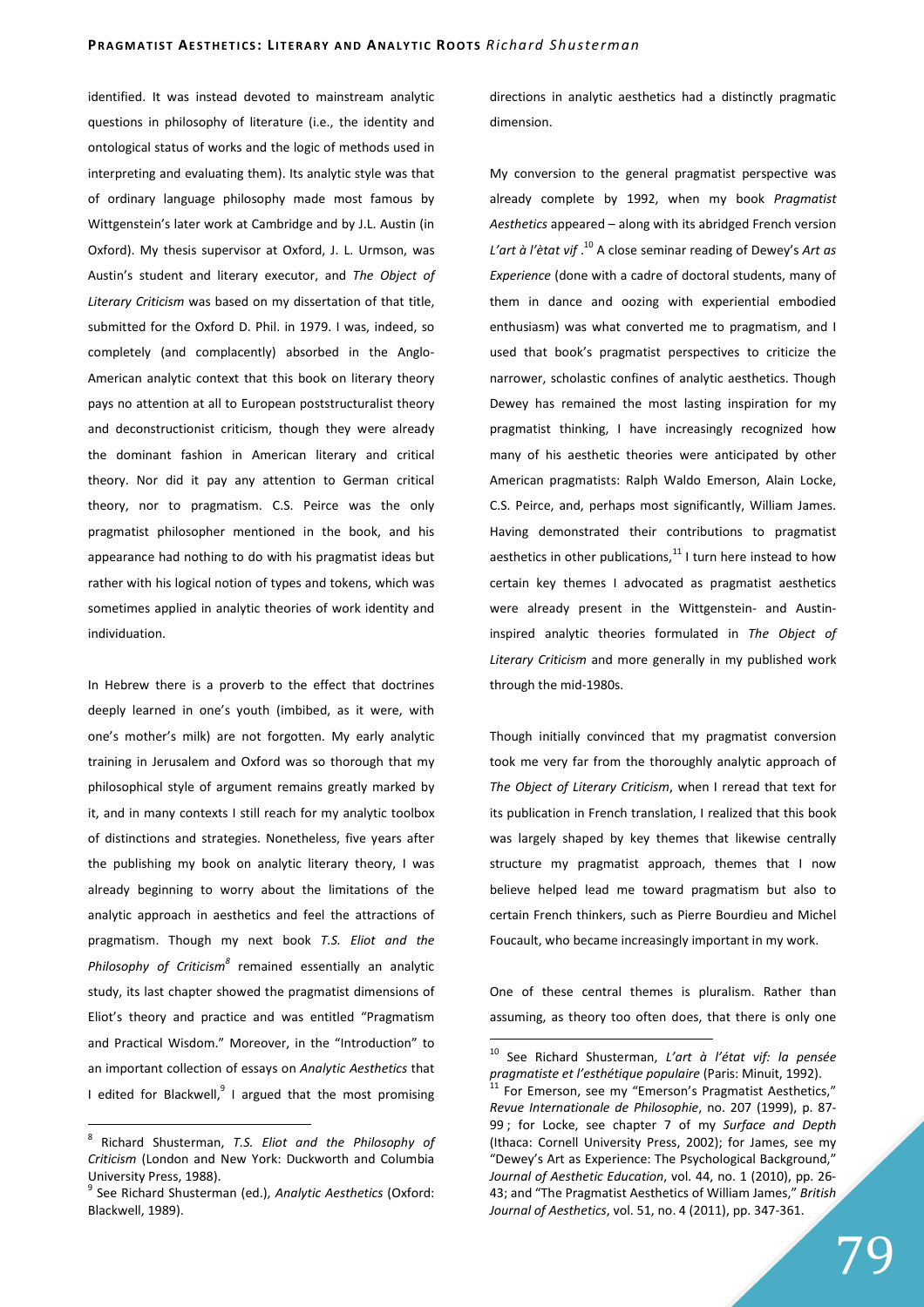identified. It was instead devoted to mainstream analytic questions in philosophy of literature (i.e., the identity and ontological status of works and the logic of methods used in interpreting and evaluating them). Its analytic style was that of ordinary language philosophy made most famous by Wittgenstein's later work at Cambridge and by J.L. Austin (in Oxford). My thesis supervisor at Oxford, J. L. Urmson, was Austin's student and literary executor, and *The Object of Literary Criticism* was based on my dissertation of that title, submitted for the Oxford D. Phil. in 1979. I was, indeed, so completely (and complacently) absorbed in the Anglo-American analytic context that this book on literary theory pays no attention at all to European poststructuralist theory and deconstructionist criticism, though they were already the dominant fashion in American literary and critical theory. Nor did it pay any attention to German critical theory, nor to pragmatism. C.S. Peirce was the only pragmatist philosopher mentioned in the book, and his appearance had nothing to do with his pragmatist ideas but rather with his logical notion of types and tokens, which was sometimes applied in analytic theories of work identity and individuation.

In Hebrew there is a proverb to the effect that doctrines deeply learned in one's youth (imbibed, as it were, with one's mother's milk) are not forgotten. My early analytic training in Jerusalem and Oxford was so thorough that my philosophical style of argument remains greatly marked by it, and in many contexts I still reach for my analytic toolbox of distinctions and strategies. Nonetheless, five years after the publishing my book on analytic literary theory, I was already beginning to worry about the limitations of the analytic approach in aesthetics and feel the attractions of pragmatism. Though my next book *T.S. Eliot and the Philosophy of Criticism*[8] remained essentially an analytic study, its last chapter showed the pragmatist dimensions of Eliot's theory and practice and was entitled "Pragmatism and Practical Wisdom." Moreover, in the "Introduction" to an important collection of essays on *Analytic Aesthetics* that I edited for Blackwell,[9] I argued that the most promising directions in analytic aesthetics had a distinctly pragmatic dimension.

My conversion to the general pragmatist perspective was already complete by 1992, when my book *Pragmatist Aesthetics* appeared – along with its abridged French version *L'art à l'ètat vif*.[10] A close seminar reading of Dewey's *Art as Experience* (done with a cadre of doctoral students, many of them in dance and oozing with experiential embodied enthusiasm) was what converted me to pragmatism, and I used that book's pragmatist perspectives to criticize the narrower, scholastic confines of analytic aesthetics. Though Dewey has remained the most lasting inspiration for my pragmatist thinking, I have increasingly recognized how many of his aesthetic theories were anticipated by other American pragmatists: Ralph Waldo Emerson, Alain Locke, C.S. Peirce, and, perhaps most significantly, William James. Having demonstrated their contributions to pragmatist aesthetics in other publications,[11] I turn here instead to how certain key themes I advocated as pragmatist aesthetics were already present in the Wittgenstein- and Austin-inspired analytic theories formulated in *The Object of Literary Criticism* and more generally in my published work through the mid-1980s.

Though initially convinced that my pragmatist conversion took me very far from the thoroughly analytic approach of *The Object of Literary Criticism*, when I reread that text for its publication in French translation, I realized that this book was largely shaped by key themes that likewise centrally structure my pragmatist approach, themes that I now believe helped lead me toward pragmatism but also to certain French thinkers, such as Pierre Bourdieu and Michel Foucault, who became increasingly important in my work.

One of these central themes is pluralism. Rather than assuming, as theory too often does, that there is only one

---

[8] Richard Shusterman, *T.S. Eliot and the Philosophy of Criticism* (London and New York: Duckworth and Columbia University Press, 1988).

[9] See Richard Shusterman (ed.), *Analytic Aesthetics* (Oxford: Blackwell, 1989).

[10] See Richard Shusterman, *L'art à l'état vif: la pensée pragmatiste et l'esthétique populaire* (Paris: Minuit, 1992).

[11] For Emerson, see my "Emerson's Pragmatist Aesthetics," *Revue Internationale de Philosophie*, no. 207 (1999), p. 87-99 ; for Locke, see chapter 7 of my *Surface and Depth* (Ithaca: Cornell University Press, 2002); for James, see my "Dewey's Art as Experience: The Psychological Background," *Journal of Aesthetic Education*, vol. 44, no. 1 (2010), pp. 26-43; and "The Pragmatist Aesthetics of William James," *British Journal of Aesthetics*, vol. 51, no. 4 (2011), pp. 347-361.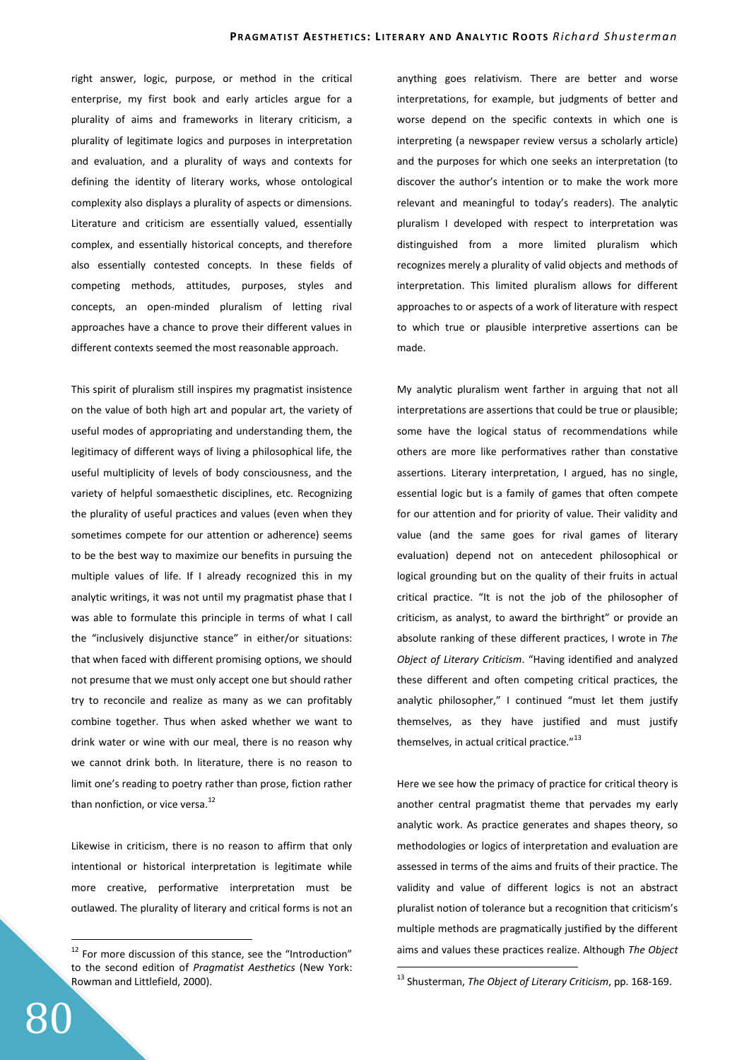right answer, logic, purpose, or method in the critical enterprise, my first book and early articles argue for a plurality of aims and frameworks in literary criticism, a plurality of legitimate logics and purposes in interpretation and evaluation, and a plurality of ways and contexts for defining the identity of literary works, whose ontological complexity also displays a plurality of aspects or dimensions. Literature and criticism are essentially valued, essentially complex, and essentially historical concepts, and therefore also essentially contested concepts. In these fields of competing methods, attitudes, purposes, styles and concepts, an open-minded pluralism of letting rival approaches have a chance to prove their different values in different contexts seemed the most reasonable approach.

This spirit of pluralism still inspires my pragmatist insistence on the value of both high art and popular art, the variety of useful modes of appropriating and understanding them, the legitimacy of different ways of living a philosophical life, the useful multiplicity of levels of body consciousness, and the variety of helpful somaesthetic disciplines, etc. Recognizing the plurality of useful practices and values (even when they sometimes compete for our attention or adherence) seems to be the best way to maximize our benefits in pursuing the multiple values of life. If I already recognized this in my analytic writings, it was not until my pragmatist phase that I was able to formulate this principle in terms of what I call the "inclusively disjunctive stance" in either/or situations: that when faced with different promising options, we should not presume that we must only accept one but should rather try to reconcile and realize as many as we can profitably combine together. Thus when asked whether we want to drink water or wine with our meal, there is no reason why we cannot drink both. In literature, there is no reason to limit one's reading to poetry rather than prose, fiction rather than nonfiction, or vice versa.[12]

Likewise in criticism, there is no reason to affirm that only intentional or historical interpretation is legitimate while more creative, performative interpretation must be outlawed. The plurality of literary and critical forms is not an anything goes relativism. There are better and worse interpretations, for example, but judgments of better and worse depend on the specific contexts in which one is interpreting (a newspaper review versus a scholarly article) and the purposes for which one seeks an interpretation (to discover the author's intention or to make the work more relevant and meaningful to today's readers). The analytic pluralism I developed with respect to interpretation was distinguished from a more limited pluralism which recognizes merely a plurality of valid objects and methods of interpretation. This limited pluralism allows for different approaches to or aspects of a work of literature with respect to which true or plausible interpretive assertions can be made.

My analytic pluralism went farther in arguing that not all interpretations are assertions that could be true or plausible; some have the logical status of recommendations while others are more like performatives rather than constative assertions. Literary interpretation, I argued, has no single, essential logic but is a family of games that often compete for our attention and for priority of value. Their validity and value (and the same goes for rival games of literary evaluation) depend not on antecedent philosophical or logical grounding but on the quality of their fruits in actual critical practice. "It is not the job of the philosopher of criticism, as analyst, to award the birthright" or provide an absolute ranking of these different practices, I wrote in *The Object of Literary Criticism*. "Having identified and analyzed these different and often competing critical practices, the analytic philosopher," I continued "must let them justify themselves, as they have justified and must justify themselves, in actual critical practice."[13]

Here we see how the primacy of practice for critical theory is another central pragmatist theme that pervades my early analytic work. As practice generates and shapes theory, so methodologies or logics of interpretation and evaluation are assessed in terms of the aims and fruits of their practice. The validity and value of different logics is not an abstract pluralist notion of tolerance but a recognition that criticism's multiple methods are pragmatically justified by the different aims and values these practices realize. Although *The Object*

---

[12] For more discussion of this stance, see the "Introduction" to the second edition of *Pragmatist Aesthetics* (New York: Rowman and Littlefield, 2000).

[13] Shusterman, *The Object of Literary Criticism*, pp. 168-169.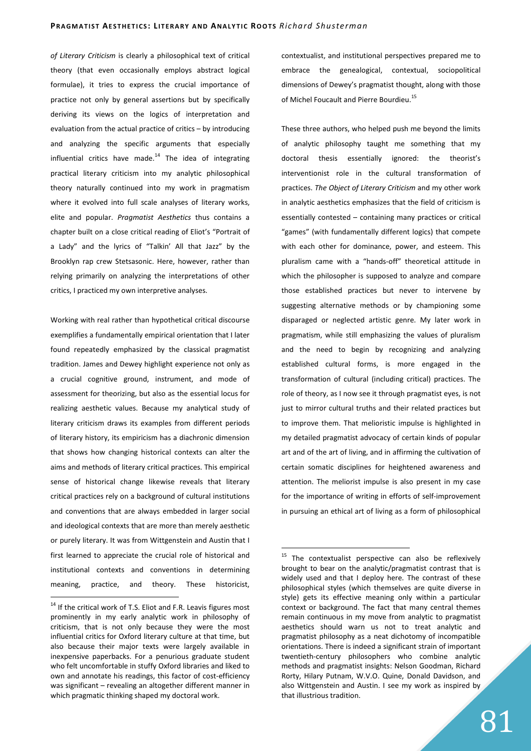*of Literary Criticism* is clearly a philosophical text of critical theory (that even occasionally employs abstract logical formulae), it tries to express the crucial importance of practice not only by general assertions but by specifically deriving its views on the logics of interpretation and evaluation from the actual practice of critics – by introducing and analyzing the specific arguments that especially influential critics have made.[14] The idea of integrating practical literary criticism into my analytic philosophical theory naturally continued into my work in pragmatism where it evolved into full scale analyses of literary works, elite and popular. *Pragmatist Aesthetics* thus contains a chapter built on a close critical reading of Eliot's "Portrait of a Lady" and the lyrics of "Talkin' All that Jazz" by the Brooklyn rap crew Stetsasonic. Here, however, rather than relying primarily on analyzing the interpretations of other critics, I practiced my own interpretive analyses.

Working with real rather than hypothetical critical discourse exemplifies a fundamentally empirical orientation that I later found repeatedly emphasized by the classical pragmatist tradition. James and Dewey highlight experience not only as a crucial cognitive ground, instrument, and mode of assessment for theorizing, but also as the essential locus for realizing aesthetic values. Because my analytical study of literary criticism draws its examples from different periods of literary history, its empiricism has a diachronic dimension that shows how changing historical contexts can alter the aims and methods of literary critical practices. This empirical sense of historical change likewise reveals that literary critical practices rely on a background of cultural institutions and conventions that are always embedded in larger social and ideological contexts that are more than merely aesthetic or purely literary. It was from Wittgenstein and Austin that I first learned to appreciate the crucial role of historical and institutional contexts and conventions in determining meaning, practice, and theory. These historicist, contextualist, and institutional perspectives prepared me to embrace the genealogical, contextual, sociopolitical dimensions of Dewey's pragmatist thought, along with those of Michel Foucault and Pierre Bourdieu.[15]

These three authors, who helped push me beyond the limits of analytic philosophy taught me something that my doctoral thesis essentially ignored: the theorist's interventionist role in the cultural transformation of practices. *The Object of Literary Criticism* and my other work in analytic aesthetics emphasizes that the field of criticism is essentially contested – containing many practices or critical "games" (with fundamentally different logics) that compete with each other for dominance, power, and esteem. This pluralism came with a "hands-off" theoretical attitude in which the philosopher is supposed to analyze and compare those established practices but never to intervene by suggesting alternative methods or by championing some disparaged or neglected artistic genre. My later work in pragmatism, while still emphasizing the values of pluralism and the need to begin by recognizing and analyzing established cultural forms, is more engaged in the transformation of cultural (including critical) practices. The role of theory, as I now see it through pragmatist eyes, is not just to mirror cultural truths and their related practices but to improve them. That melioristic impulse is highlighted in my detailed pragmatist advocacy of certain kinds of popular art and of the art of living, and in affirming the cultivation of certain somatic disciplines for heightened awareness and attention. The meliorist impulse is also present in my case for the importance of writing in efforts of self-improvement in pursuing an ethical art of living as a form of philosophical

---

[14] If the critical work of T.S. Eliot and F.R. Leavis figures most prominently in my early analytic work in philosophy of criticism, that is not only because they were the most influential critics for Oxford literary culture at that time, but also because their major texts were largely available in inexpensive paperbacks. For a penurious graduate student who felt uncomfortable in stuffy Oxford libraries and liked to own and annotate his readings, this factor of cost-efficiency was significant – revealing an altogether different manner in which pragmatic thinking shaped my doctoral work.

[15] The contextualist perspective can also be reflexively brought to bear on the analytic/pragmatist contrast that is widely used and that I deploy here. The contrast of these philosophical styles (which themselves are quite diverse in style) gets its effective meaning only within a particular context or background. The fact that many central themes remain continuous in my move from analytic to pragmatist aesthetics should warn us not to treat analytic and pragmatist philosophy as a neat dichotomy of incompatible orientations. There is indeed a significant strain of important twentieth-century philosophers who combine analytic methods and pragmatist insights: Nelson Goodman, Richard Rorty, Hilary Putnam, W.V.O. Quine, Donald Davidson, and also Wittgenstein and Austin. I see my work as inspired by that illustrious tradition.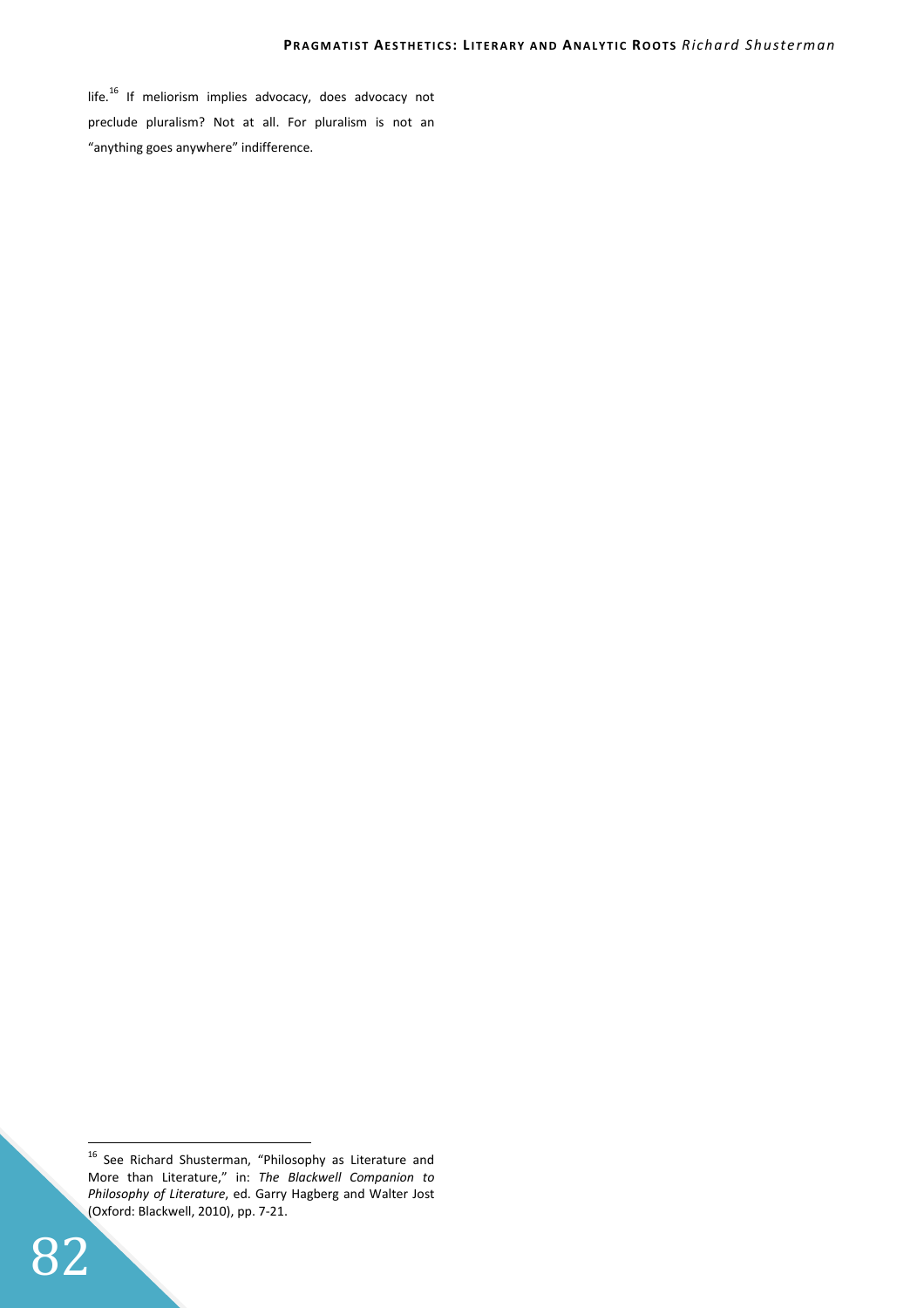life.[16] If meliorism implies advocacy, does advocacy not preclude pluralism? Not at all. For pluralism is not an "anything goes anywhere" indifference.

[16] See Richard Shusterman, "Philosophy as Literature and More than Literature," in: *The Blackwell Companion to Philosophy of Literature*, ed. Garry Hagberg and Walter Jost (Oxford: Blackwell, 2010), pp. 7-21.